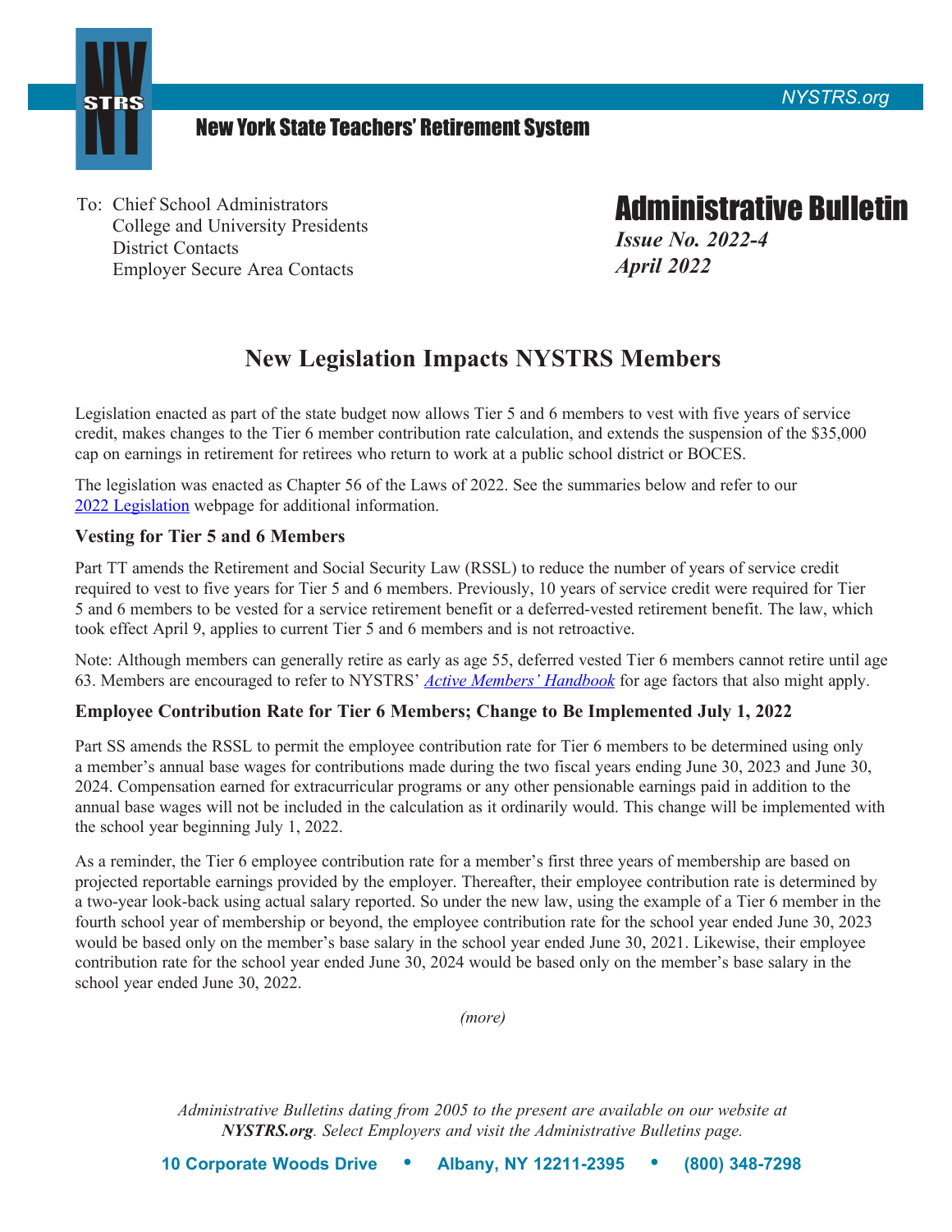New York State Teachers' Retirement System

To: Chief School Administrators
College and University Presidents
District Contacts
Employer Secure Area Contacts

# Administrative Bulletin

***Issue No. 2022-4***
***April 2022***

## New Legislation Impacts NYSTRS Members

Legislation enacted as part of the state budget now allows Tier 5 and 6 members to vest with five years of service credit, makes changes to the Tier 6 member contribution rate calculation, and extends the suspension of the $35,000 cap on earnings in retirement for retirees who return to work at a public school district or BOCES.

The legislation was enacted as Chapter 56 of the Laws of 2022. See the summaries below and refer to our 2022 Legislation webpage for additional information.

### Vesting for Tier 5 and 6 Members

Part TT amends the Retirement and Social Security Law (RSSL) to reduce the number of years of service credit required to vest to five years for Tier 5 and 6 members. Previously, 10 years of service credit were required for Tier 5 and 6 members to be vested for a service retirement benefit or a deferred-vested retirement benefit. The law, which took effect April 9, applies to current Tier 5 and 6 members and is not retroactive.

Note: Although members can generally retire as early as age 55, deferred vested Tier 6 members cannot retire until age 63. Members are encouraged to refer to NYSTRS' *Active Members' Handbook* for age factors that also might apply.

### Employee Contribution Rate for Tier 6 Members; Change to Be Implemented July 1, 2022

Part SS amends the RSSL to permit the employee contribution rate for Tier 6 members to be determined using only a member's annual base wages for contributions made during the two fiscal years ending June 30, 2023 and June 30, 2024. Compensation earned for extracurricular programs or any other pensionable earnings paid in addition to the annual base wages will not be included in the calculation as it ordinarily would. This change will be implemented with the school year beginning July 1, 2022.

As a reminder, the Tier 6 employee contribution rate for a member's first three years of membership are based on projected reportable earnings provided by the employer. Thereafter, their employee contribution rate is determined by a two-year look-back using actual salary reported. So under the new law, using the example of a Tier 6 member in the fourth school year of membership or beyond, the employee contribution rate for the school year ended June 30, 2023 would be based only on the member's base salary in the school year ended June 30, 2021. Likewise, their employee contribution rate for the school year ended June 30, 2024 would be based only on the member's base salary in the school year ended June 30, 2022.

*(more)*

*Administrative Bulletins dating from 2005 to the present are available on our website at* ***NYSTRS.org****. Select Employers and visit the Administrative Bulletins page.*

**10 Corporate Woods Drive • Albany, NY 12211-2395 • (800) 348-7298**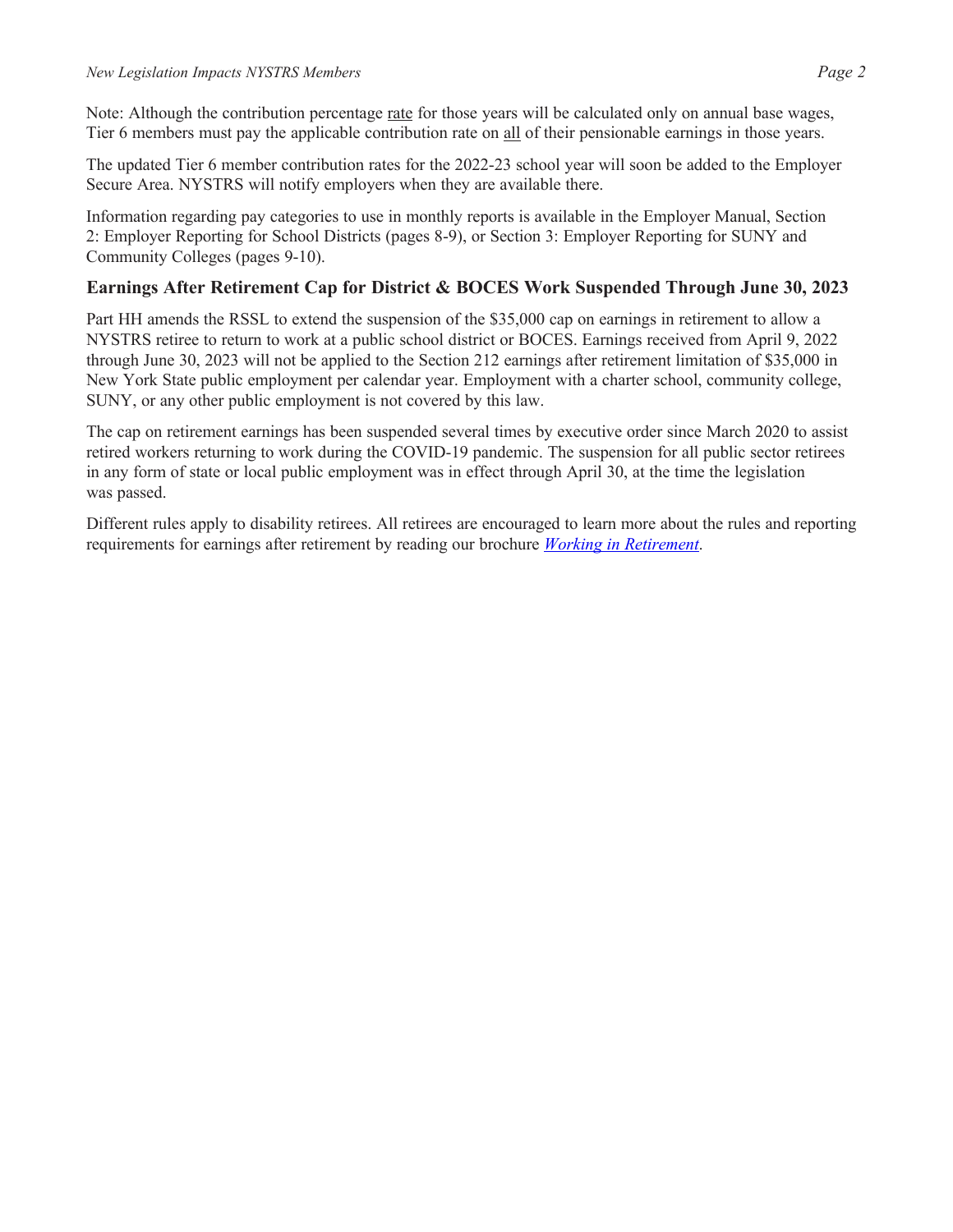Note: Although the contribution percentage <u>rate</u> for those years will be calculated only on annual base wages, Tier 6 members must pay the applicable contribution rate on <u>all</u> of their pensionable earnings in those years.

The updated Tier 6 member contribution rates for the 2022-23 school year will soon be added to the Employer Secure Area. NYSTRS will notify employers when they are available there.

Information regarding pay categories to use in monthly reports is available in the Employer Manual, Section 2: Employer Reporting for School Districts (pages 8-9), or Section 3: Employer Reporting for SUNY and Community Colleges (pages 9-10).

## Earnings After Retirement Cap for District & BOCES Work Suspended Through June 30, 2023

Part HH amends the RSSL to extend the suspension of the $35,000 cap on earnings in retirement to allow a NYSTRS retiree to return to work at a public school district or BOCES. Earnings received from April 9, 2022 through June 30, 2023 will not be applied to the Section 212 earnings after retirement limitation of $35,000 in New York State public employment per calendar year. Employment with a charter school, community college, SUNY, or any other public employment is not covered by this law.

The cap on retirement earnings has been suspended several times by executive order since March 2020 to assist retired workers returning to work during the COVID-19 pandemic. The suspension for all public sector retirees in any form of state or local public employment was in effect through April 30, at the time the legislation was passed.

Different rules apply to disability retirees. All retirees are encouraged to learn more about the rules and reporting requirements for earnings after retirement by reading our brochure *Working in Retirement*.